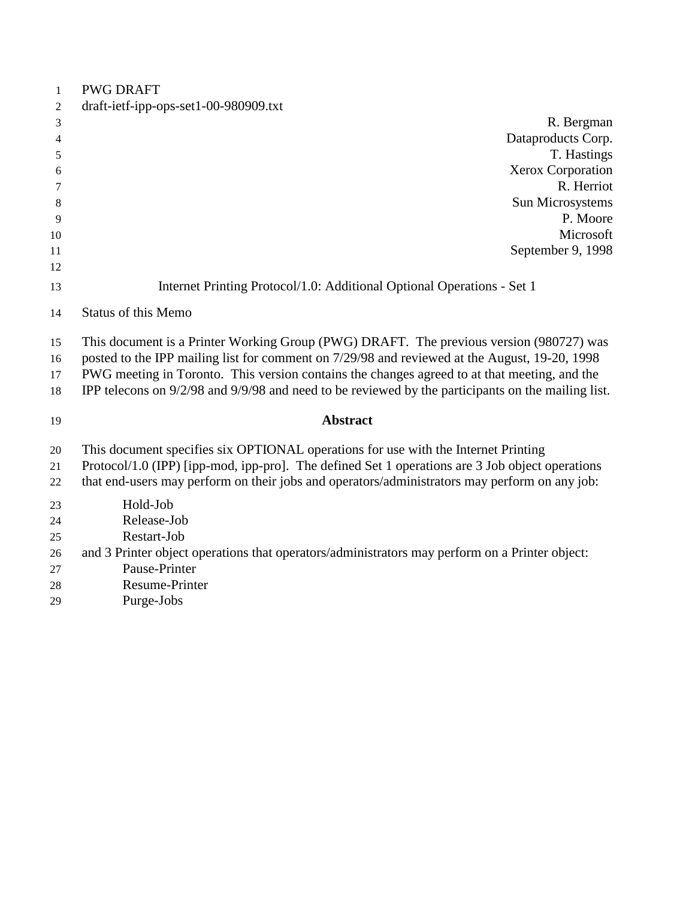PWG DRAFT
draft-ietf-ipp-ops-set1-00-980909.txt

R. Bergman
Dataproducts Corp.
T. Hastings
Xerox Corporation
R. Herriot
Sun Microsystems
P. Moore
Microsoft
September 9, 1998

# Internet Printing Protocol/1.0: Additional Optional Operations - Set 1

Status of this Memo

This document is a Printer Working Group (PWG) DRAFT. The previous version (980727) was posted to the IPP mailing list for comment on 7/29/98 and reviewed at the August, 19-20, 1998 PWG meeting in Toronto. This version contains the changes agreed to at that meeting, and the IPP telecons on 9/2/98 and 9/9/98 and need to be reviewed by the participants on the mailing list.

## Abstract

This document specifies six OPTIONAL operations for use with the Internet Printing Protocol/1.0 (IPP) [ipp-mod, ipp-pro]. The defined Set 1 operations are 3 Job object operations that end-users may perform on their jobs and operators/administrators may perform on any job:

- Hold-Job
- Release-Job
- Restart-Job

and 3 Printer object operations that operators/administrators may perform on a Printer object:

- Pause-Printer
- Resume-Printer
- Purge-Jobs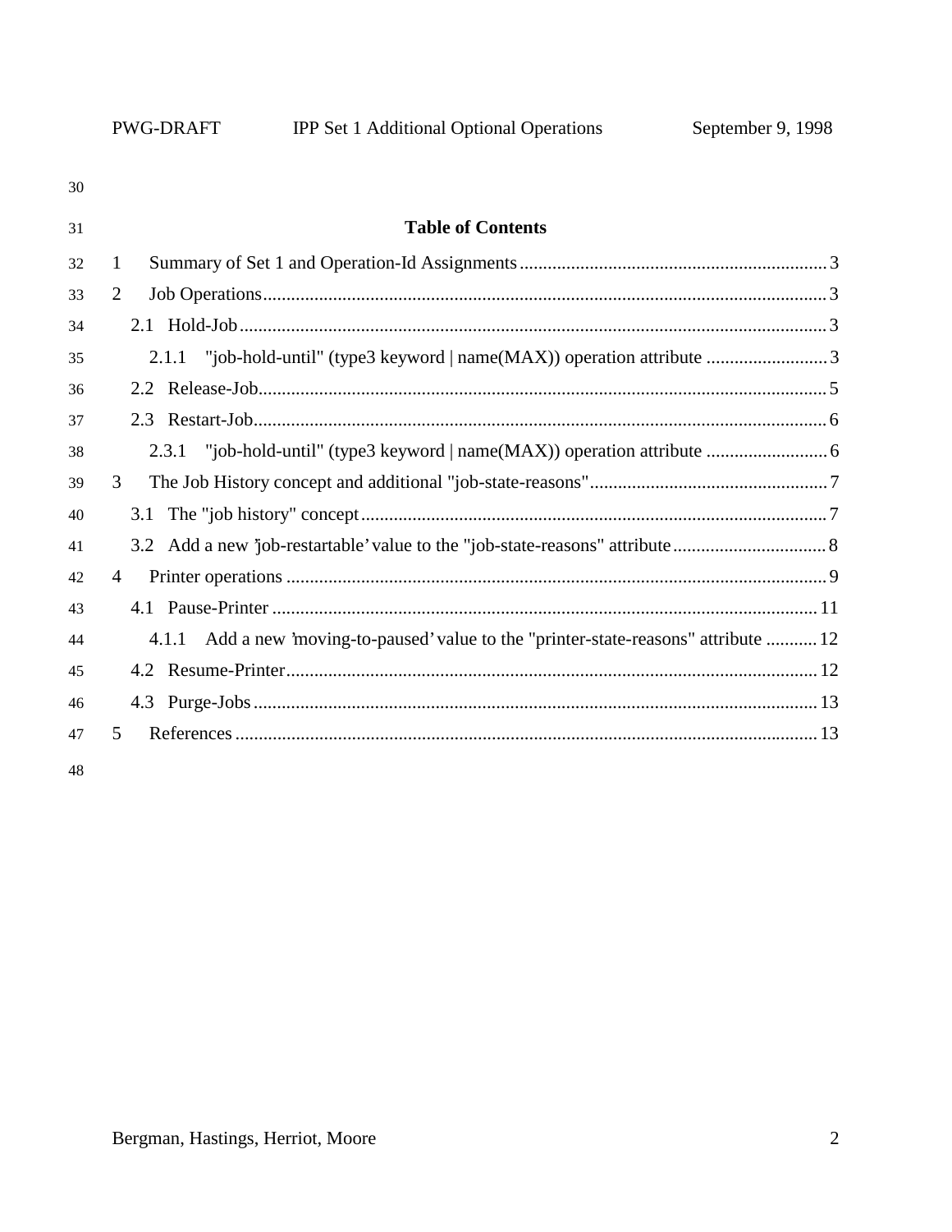## Table of Contents

1 Summary of Set 1 and Operation-Id Assignments .......... 3
2 Job Operations .......... 3
  2.1 Hold-Job .......... 3
    2.1.1 "job-hold-until" (type3 keyword | name(MAX)) operation attribute .......... 3
  2.2 Release-Job .......... 5
  2.3 Restart-Job .......... 6
    2.3.1 "job-hold-until" (type3 keyword | name(MAX)) operation attribute .......... 6
3 The Job History concept and additional "job-state-reasons" .......... 7
  3.1 The "job history" concept .......... 7
  3.2 Add a new 'job-restartable' value to the "job-state-reasons" attribute .......... 8
4 Printer operations .......... 9
  4.1 Pause-Printer .......... 11
    4.1.1 Add a new 'moving-to-paused' value to the "printer-state-reasons" attribute .......... 12
  4.2 Resume-Printer .......... 12
  4.3 Purge-Jobs .......... 13
5 References .......... 13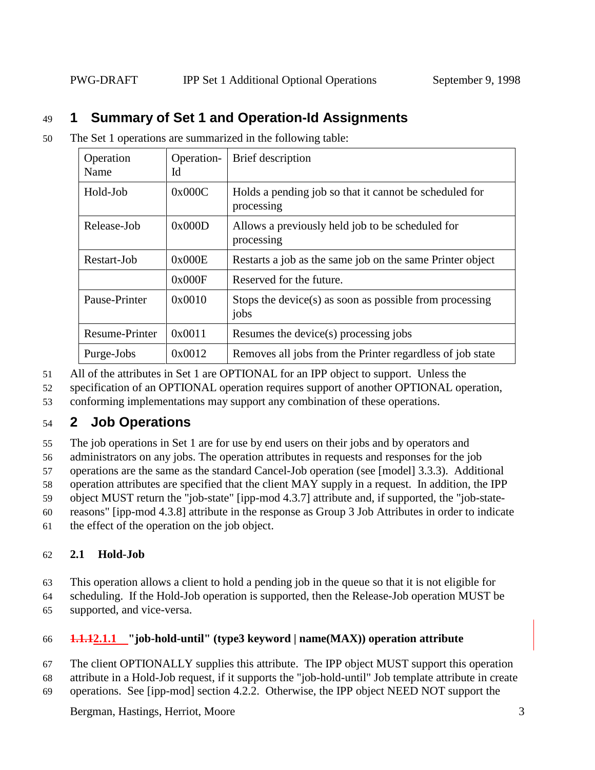# 1 Summary of Set 1 and Operation-Id Assignments

The Set 1 operations are summarized in the following table:

| Operation Name | Operation-Id | Brief description |
|---|---|---|
| Hold-Job | 0x000C | Holds a pending job so that it cannot be scheduled for processing |
| Release-Job | 0x000D | Allows a previously held job to be scheduled for processing |
| Restart-Job | 0x000E | Restarts a job as the same job on the same Printer object |
| | 0x000F | Reserved for the future. |
| Pause-Printer | 0x0010 | Stops the device(s) as soon as possible from processing jobs |
| Resume-Printer | 0x0011 | Resumes the device(s) processing jobs |
| Purge-Jobs | 0x0012 | Removes all jobs from the Printer regardless of job state |

All of the attributes in Set 1 are OPTIONAL for an IPP object to support. Unless the specification of an OPTIONAL operation requires support of another OPTIONAL operation, conforming implementations may support any combination of these operations.

# 2 Job Operations

The job operations in Set 1 are for use by end users on their jobs and by operators and administrators on any jobs. The operation attributes in requests and responses for the job operations are the same as the standard Cancel-Job operation (see [model] 3.3.3). Additional operation attributes are specified that the client MAY supply in a request. In addition, the IPP object MUST return the "job-state" [ipp-mod 4.3.7] attribute and, if supported, the "job-state-reasons" [ipp-mod 4.3.8] attribute in the response as Group 3 Job Attributes in order to indicate the effect of the operation on the job object.

## 2.1 Hold-Job

This operation allows a client to hold a pending job in the queue so that it is not eligible for scheduling. If the Hold-Job operation is supported, then the Release-Job operation MUST be supported, and vice-versa.

### ~~1.1.1~~2.1.1 "job-hold-until" (type3 keyword | name(MAX)) operation attribute

The client OPTIONALLY supplies this attribute. The IPP object MUST support this operation attribute in a Hold-Job request, if it supports the "job-hold-until" Job template attribute in create operations. See [ipp-mod] section 4.2.2. Otherwise, the IPP object NEED NOT support the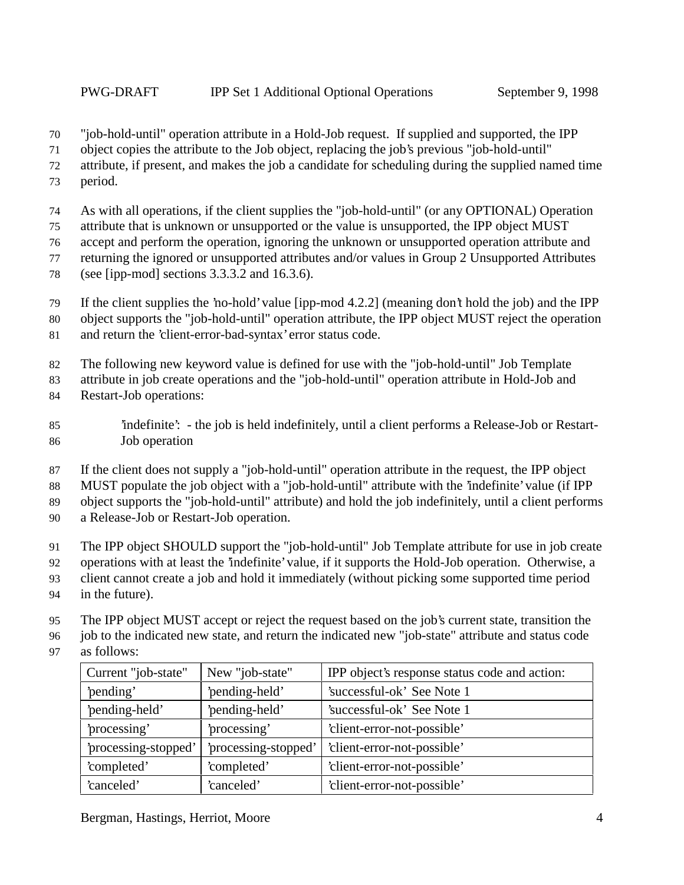"job-hold-until" operation attribute in a Hold-Job request. If supplied and supported, the IPP object copies the attribute to the Job object, replacing the job's previous "job-hold-until" attribute, if present, and makes the job a candidate for scheduling during the supplied named time period.

As with all operations, if the client supplies the "job-hold-until" (or any OPTIONAL) Operation attribute that is unknown or unsupported or the value is unsupported, the IPP object MUST accept and perform the operation, ignoring the unknown or unsupported operation attribute and returning the ignored or unsupported attributes and/or values in Group 2 Unsupported Attributes (see [ipp-mod] sections 3.3.3.2 and 16.3.6).

If the client supplies the 'no-hold' value [ipp-mod 4.2.2] (meaning don't hold the job) and the IPP object supports the "job-hold-until" operation attribute, the IPP object MUST reject the operation and return the 'client-error-bad-syntax' error status code.

The following new keyword value is defined for use with the "job-hold-until" Job Template attribute in job create operations and the "job-hold-until" operation attribute in Hold-Job and Restart-Job operations:

> 'indefinite': - the job is held indefinitely, until a client performs a Release-Job or Restart-Job operation

If the client does not supply a "job-hold-until" operation attribute in the request, the IPP object MUST populate the job object with a "job-hold-until" attribute with the 'indefinite' value (if IPP object supports the "job-hold-until" attribute) and hold the job indefinitely, until a client performs a Release-Job or Restart-Job operation.

The IPP object SHOULD support the "job-hold-until" Job Template attribute for use in job create operations with at least the 'indefinite' value, if it supports the Hold-Job operation. Otherwise, a client cannot create a job and hold it immediately (without picking some supported time period in the future).

The IPP object MUST accept or reject the request based on the job's current state, transition the job to the indicated new state, and return the indicated new "job-state" attribute and status code as follows:

| Current "job-state" | New "job-state" | IPP object's response status code and action: |
|---|---|---|
| 'pending' | 'pending-held' | 'successful-ok' See Note 1 |
| 'pending-held' | 'pending-held' | 'successful-ok' See Note 1 |
| 'processing' | 'processing' | 'client-error-not-possible' |
| 'processing-stopped' | 'processing-stopped' | 'client-error-not-possible' |
| 'completed' | 'completed' | 'client-error-not-possible' |
| 'canceled' | 'canceled' | 'client-error-not-possible' |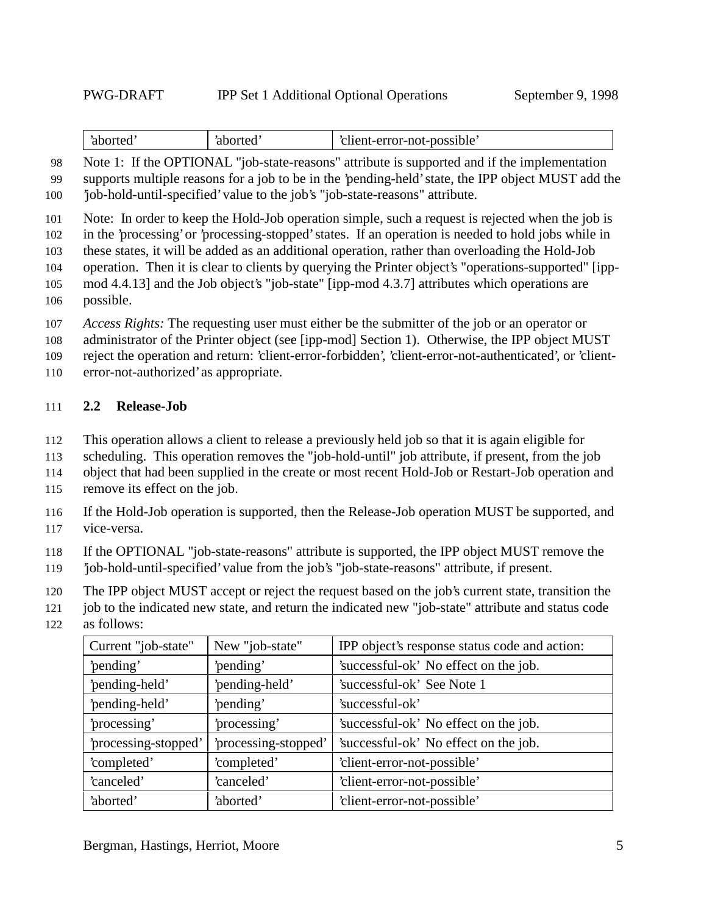| 'aborted' | 'aborted' | 'client-error-not-possible' |
|---|---|---|

Note 1: If the OPTIONAL "job-state-reasons" attribute is supported and if the implementation supports multiple reasons for a job to be in the 'pending-held' state, the IPP object MUST add the 'job-hold-until-specified' value to the job's "job-state-reasons" attribute.

Note: In order to keep the Hold-Job operation simple, such a request is rejected when the job is in the 'processing' or 'processing-stopped' states. If an operation is needed to hold jobs while in these states, it will be added as an additional operation, rather than overloading the Hold-Job operation. Then it is clear to clients by querying the Printer object's "operations-supported" [ipp-mod 4.4.13] and the Job object's "job-state" [ipp-mod 4.3.7] attributes which operations are possible.

*Access Rights:* The requesting user must either be the submitter of the job or an operator or administrator of the Printer object (see [ipp-mod] Section 1). Otherwise, the IPP object MUST reject the operation and return: 'client-error-forbidden', 'client-error-not-authenticated', or 'client-error-not-authorized' as appropriate.

### 2.2 Release-Job

This operation allows a client to release a previously held job so that it is again eligible for scheduling. This operation removes the "job-hold-until" job attribute, if present, from the job object that had been supplied in the create or most recent Hold-Job or Restart-Job operation and remove its effect on the job.

If the Hold-Job operation is supported, then the Release-Job operation MUST be supported, and vice-versa.

If the OPTIONAL "job-state-reasons" attribute is supported, the IPP object MUST remove the 'job-hold-until-specified' value from the job's "job-state-reasons" attribute, if present.

The IPP object MUST accept or reject the request based on the job's current state, transition the job to the indicated new state, and return the indicated new "job-state" attribute and status code as follows:

| Current "job-state" | New "job-state" | IPP object's response status code and action: |
|---|---|---|
| 'pending' | 'pending' | 'successful-ok' No effect on the job. |
| 'pending-held' | 'pending-held' | 'successful-ok' See Note 1 |
| 'pending-held' | 'pending' | 'successful-ok' |
| 'processing' | 'processing' | 'successful-ok' No effect on the job. |
| 'processing-stopped' | 'processing-stopped' | 'successful-ok' No effect on the job. |
| 'completed' | 'completed' | 'client-error-not-possible' |
| 'canceled' | 'canceled' | 'client-error-not-possible' |
| 'aborted' | 'aborted' | 'client-error-not-possible' |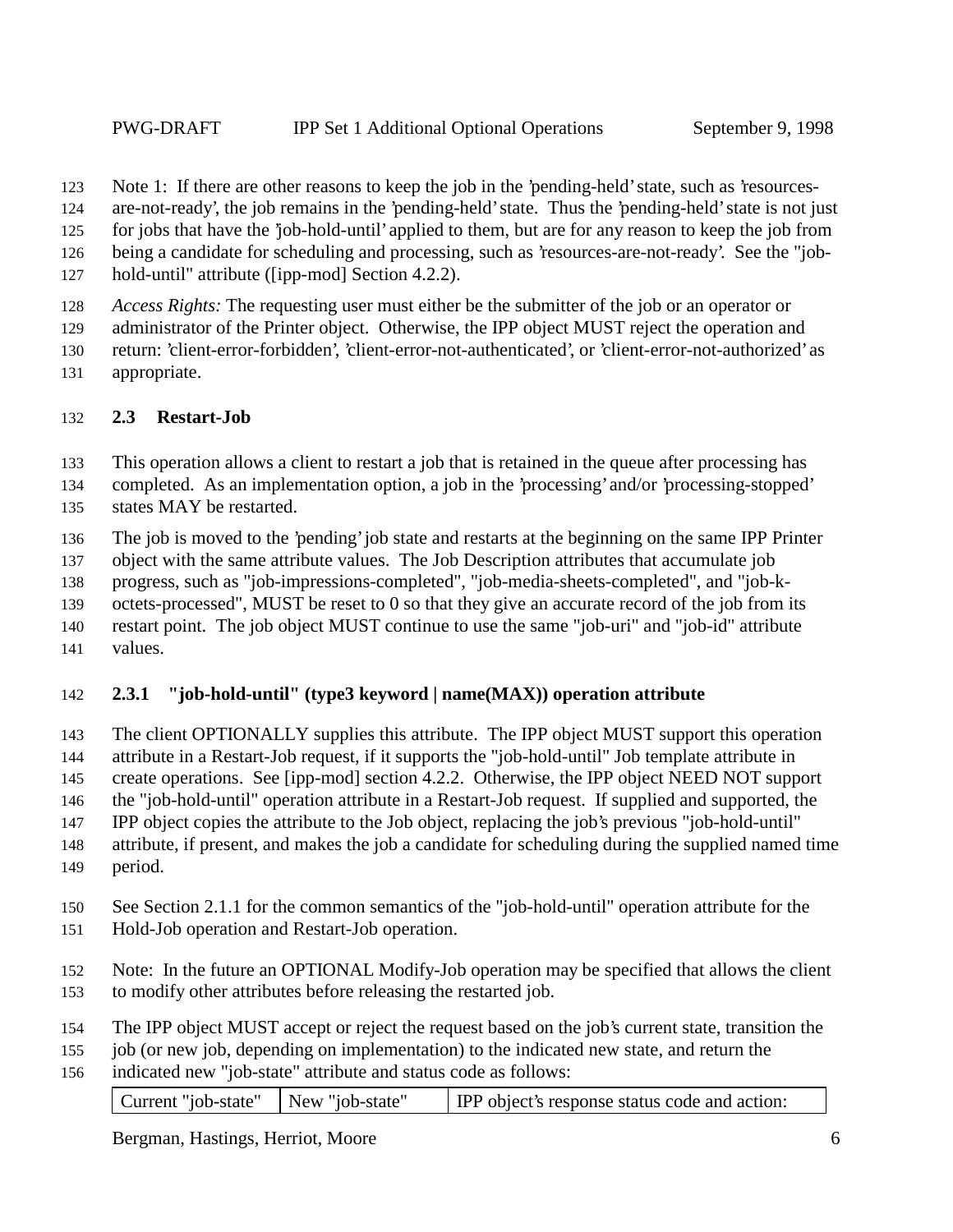Note 1: If there are other reasons to keep the job in the 'pending-held' state, such as 'resources-are-not-ready', the job remains in the 'pending-held' state. Thus the 'pending-held' state is not just for jobs that have the 'job-hold-until' applied to them, but are for any reason to keep the job from being a candidate for scheduling and processing, such as 'resources-are-not-ready'. See the "job-hold-until" attribute ([ipp-mod] Section 4.2.2).

*Access Rights:* The requesting user must either be the submitter of the job or an operator or administrator of the Printer object. Otherwise, the IPP object MUST reject the operation and return: 'client-error-forbidden', 'client-error-not-authenticated', or 'client-error-not-authorized' as appropriate.

### 2.3 Restart-Job

This operation allows a client to restart a job that is retained in the queue after processing has completed. As an implementation option, a job in the 'processing' and/or 'processing-stopped' states MAY be restarted.

The job is moved to the 'pending' job state and restarts at the beginning on the same IPP Printer object with the same attribute values. The Job Description attributes that accumulate job progress, such as "job-impressions-completed", "job-media-sheets-completed", and "job-k-octets-processed", MUST be reset to 0 so that they give an accurate record of the job from its restart point. The job object MUST continue to use the same "job-uri" and "job-id" attribute values.

#### 2.3.1 "job-hold-until" (type3 keyword | name(MAX)) operation attribute

The client OPTIONALLY supplies this attribute. The IPP object MUST support this operation attribute in a Restart-Job request, if it supports the "job-hold-until" Job template attribute in create operations. See [ipp-mod] section 4.2.2. Otherwise, the IPP object NEED NOT support the "job-hold-until" operation attribute in a Restart-Job request. If supplied and supported, the IPP object copies the attribute to the Job object, replacing the job's previous "job-hold-until" attribute, if present, and makes the job a candidate for scheduling during the supplied named time period.

See Section 2.1.1 for the common semantics of the "job-hold-until" operation attribute for the Hold-Job operation and Restart-Job operation.

Note: In the future an OPTIONAL Modify-Job operation may be specified that allows the client to modify other attributes before releasing the restarted job.

The IPP object MUST accept or reject the request based on the job's current state, transition the job (or new job, depending on implementation) to the indicated new state, and return the indicated new "job-state" attribute and status code as follows:

| Current "job-state" | New "job-state" | IPP object's response status code and action: |
|---|---|---|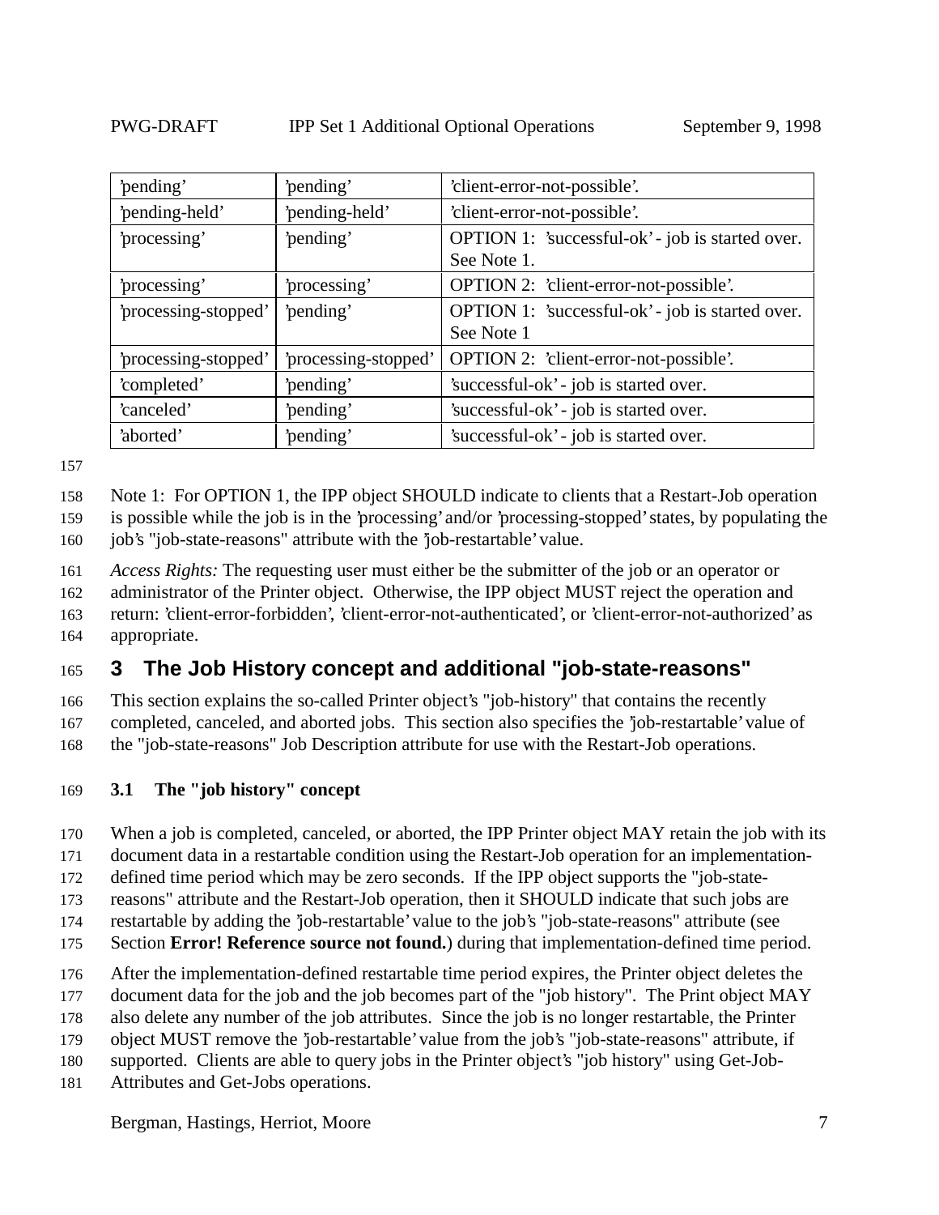| | | |
|---|---|---|
| 'pending' | 'pending' | 'client-error-not-possible'. |
| 'pending-held' | 'pending-held' | 'client-error-not-possible'. |
| 'processing' | 'pending' | OPTION 1: 'successful-ok' - job is started over. See Note 1. |
| 'processing' | 'processing' | OPTION 2: 'client-error-not-possible'. |
| 'processing-stopped' | 'pending' | OPTION 1: 'successful-ok' - job is started over. See Note 1 |
| 'processing-stopped' | 'processing-stopped' | OPTION 2: 'client-error-not-possible'. |
| 'completed' | 'pending' | 'successful-ok' - job is started over. |
| 'canceled' | 'pending' | 'successful-ok' - job is started over. |
| 'aborted' | 'pending' | 'successful-ok' - job is started over. |

Note 1: For OPTION 1, the IPP object SHOULD indicate to clients that a Restart-Job operation is possible while the job is in the 'processing' and/or 'processing-stopped' states, by populating the job's "job-state-reasons" attribute with the 'job-restartable' value.

*Access Rights:* The requesting user must either be the submitter of the job or an operator or administrator of the Printer object. Otherwise, the IPP object MUST reject the operation and return: 'client-error-forbidden', 'client-error-not-authenticated', or 'client-error-not-authorized' as appropriate.

# 3 The Job History concept and additional "job-state-reasons"

This section explains the so-called Printer object's "job-history" that contains the recently completed, canceled, and aborted jobs. This section also specifies the 'job-restartable' value of the "job-state-reasons" Job Description attribute for use with the Restart-Job operations.

## 3.1 The "job history" concept

When a job is completed, canceled, or aborted, the IPP Printer object MAY retain the job with its document data in a restartable condition using the Restart-Job operation for an implementation-defined time period which may be zero seconds. If the IPP object supports the "job-state-reasons" attribute and the Restart-Job operation, then it SHOULD indicate that such jobs are restartable by adding the 'job-restartable' value to the job's "job-state-reasons" attribute (see Section **Error! Reference source not found.**) during that implementation-defined time period.

After the implementation-defined restartable time period expires, the Printer object deletes the document data for the job and the job becomes part of the "job history". The Print object MAY also delete any number of the job attributes. Since the job is no longer restartable, the Printer object MUST remove the 'job-restartable' value from the job's "job-state-reasons" attribute, if supported. Clients are able to query jobs in the Printer object's "job history" using Get-Job-Attributes and Get-Jobs operations.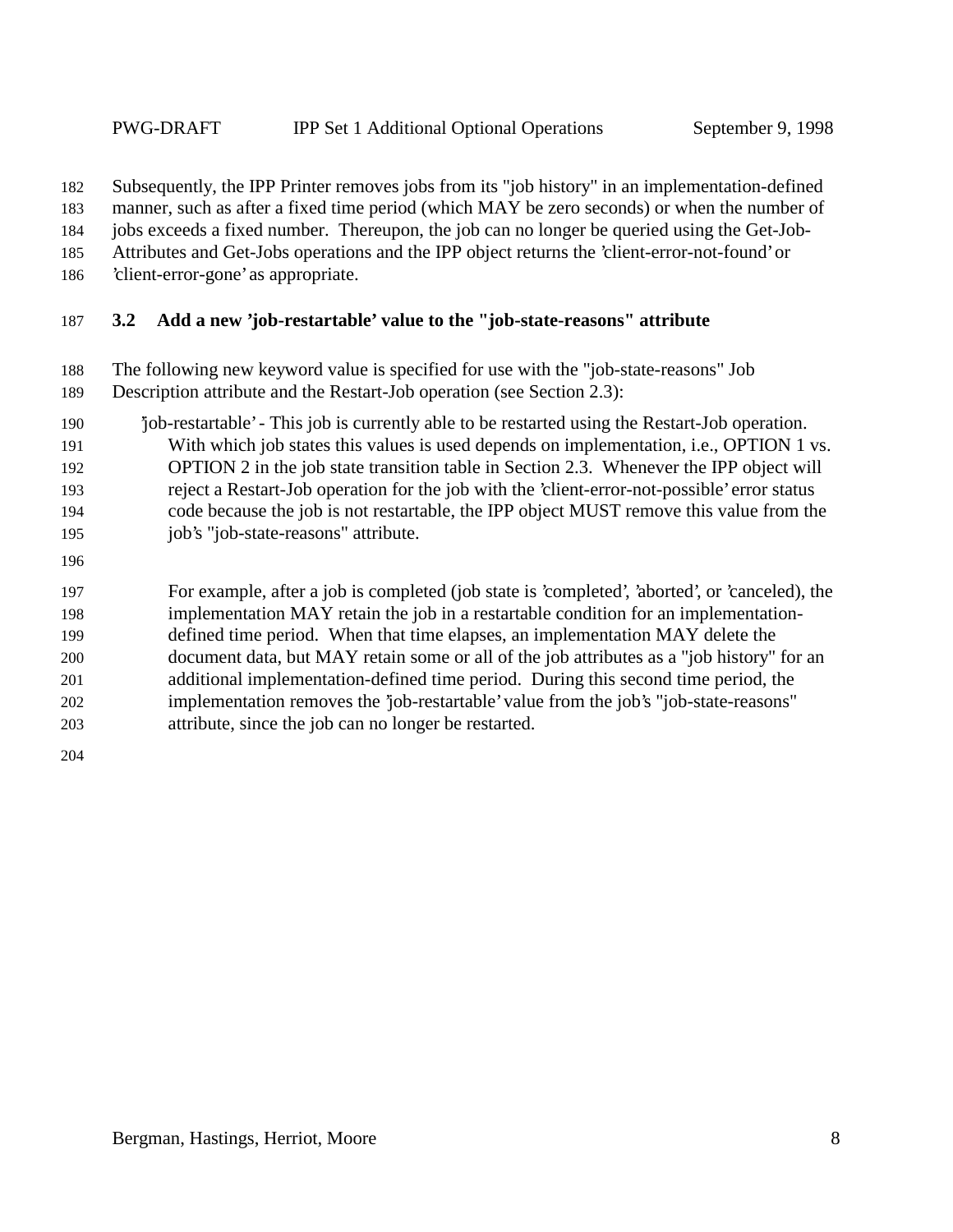Subsequently, the IPP Printer removes jobs from its "job history" in an implementation-defined manner, such as after a fixed time period (which MAY be zero seconds) or when the number of jobs exceeds a fixed number. Thereupon, the job can no longer be queried using the Get-Job-Attributes and Get-Jobs operations and the IPP object returns the 'client-error-not-found' or 'client-error-gone' as appropriate.

### 3.2 Add a new 'job-restartable' value to the "job-state-reasons" attribute

The following new keyword value is specified for use with the "job-state-reasons" Job Description attribute and the Restart-Job operation (see Section 2.3):

'job-restartable' - This job is currently able to be restarted using the Restart-Job operation. With which job states this values is used depends on implementation, i.e., OPTION 1 vs. OPTION 2 in the job state transition table in Section 2.3. Whenever the IPP object will reject a Restart-Job operation for the job with the 'client-error-not-possible' error status code because the job is not restartable, the IPP object MUST remove this value from the job's "job-state-reasons" attribute.

For example, after a job is completed (job state is 'completed', 'aborted', or 'canceled), the implementation MAY retain the job in a restartable condition for an implementation-defined time period. When that time elapses, an implementation MAY delete the document data, but MAY retain some or all of the job attributes as a "job history" for an additional implementation-defined time period. During this second time period, the implementation removes the 'job-restartable' value from the job's "job-state-reasons" attribute, since the job can no longer be restarted.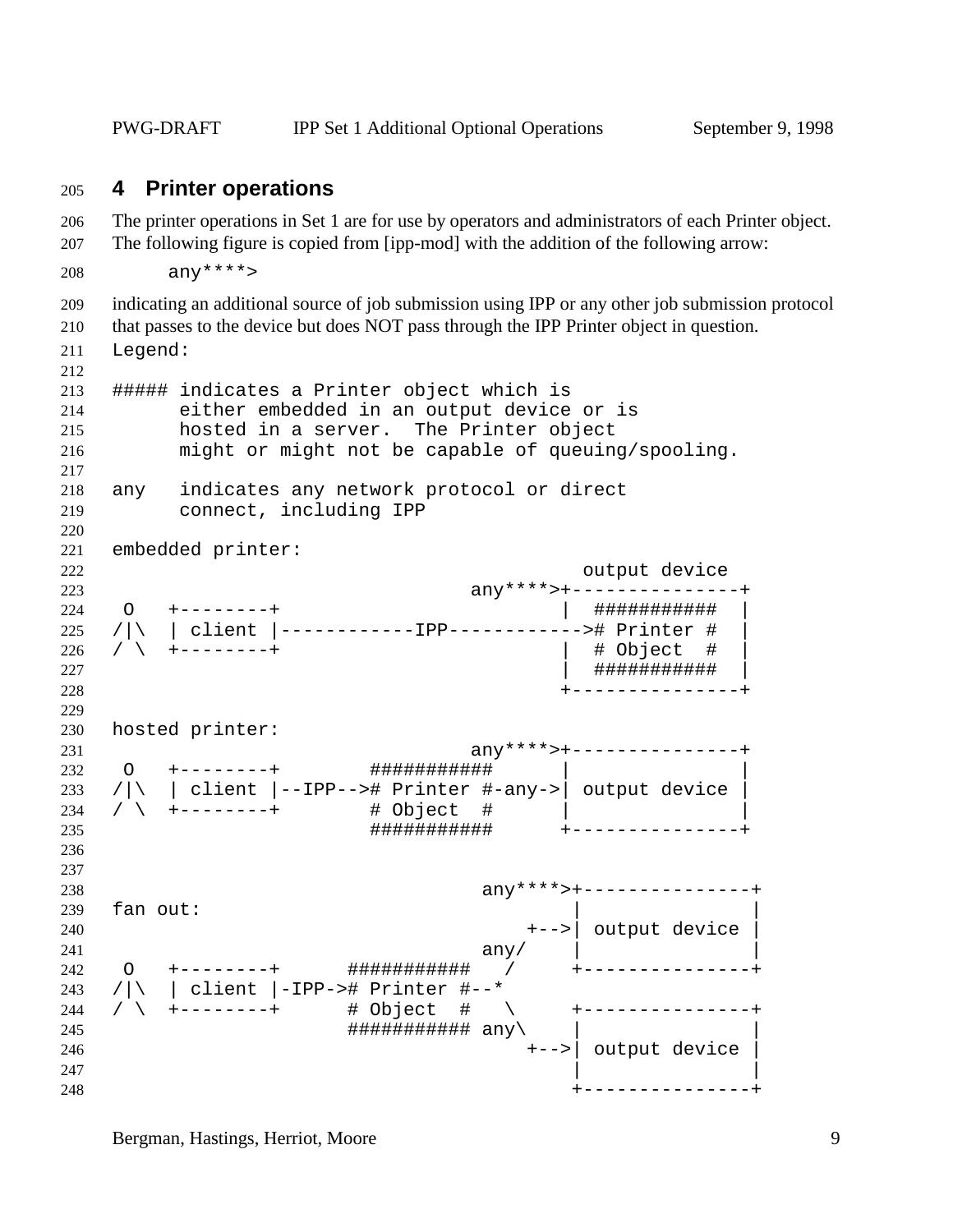# 4 Printer operations

The printer operations in Set 1 are for use by operators and administrators of each Printer object. The following figure is copied from [ipp-mod] with the addition of the following arrow:

```
     any****>
```

indicating an additional source of job submission using IPP or any other job submission protocol that passes to the device but does NOT pass through the IPP Printer object in question.

```
Legend:

##### indicates a Printer object which is
      either embedded in an output device or is
      hosted in a server.  The Printer object
      might or might not be capable of queuing/spooling.

any   indicates any network protocol or direct
      connect, including IPP

embedded printer:
                                          output device
                                any****>+---------------+
 O   +--------+                         |  ###########  |
/|\  | client |------------IPP------------># Printer #  |
/ \  +--------+                         |  # Object  #  |
                                        |  ###########  |
                                        +---------------+

hosted printer:
                                any****>+---------------+
 O   +--------+        ###########      |               |
/|\  | client |--IPP--># Printer #-any->| output device |
/ \  +--------+        # Object  #      |               |
                       ###########      +---------------+


                                 any****>+---------------+
fan out:                                 |               |
                                     +-->| output device |
                                 any/    |               |
 O   +--------+      ###########   /     +---------------+
/|\  | client |-IPP-># Printer #--*
/ \  +--------+      # Object  #   \     +---------------+
                     ########### any\    |               |
                                     +-->| output device |
                                         |               |
                                         +---------------+
```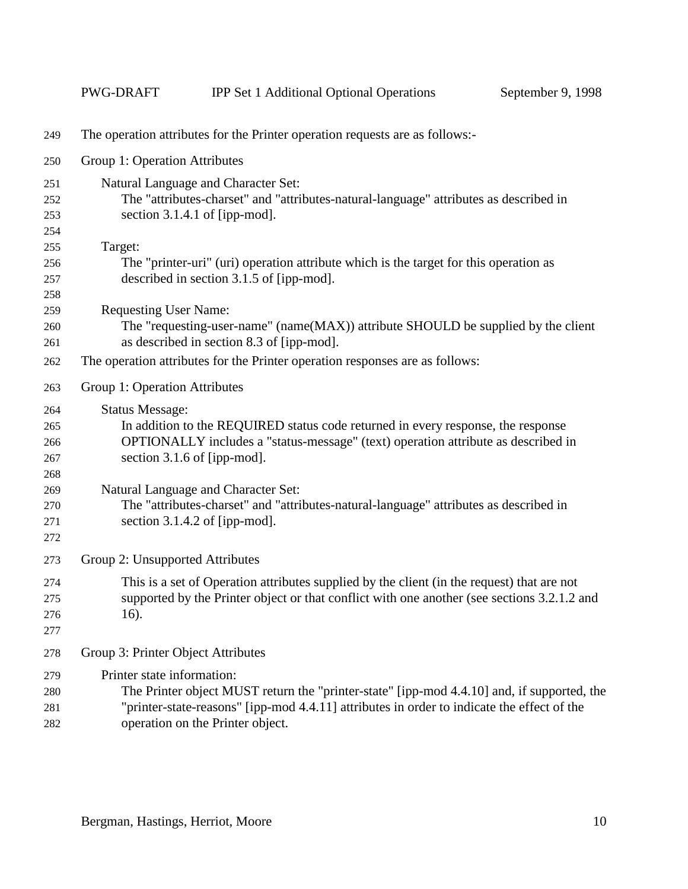The operation attributes for the Printer operation requests are as follows:-

Group 1: Operation Attributes

Natural Language and Character Set:
The "attributes-charset" and "attributes-natural-language" attributes as described in section 3.1.4.1 of [ipp-mod].

Target:
The "printer-uri" (uri) operation attribute which is the target for this operation as described in section 3.1.5 of [ipp-mod].

Requesting User Name:
The "requesting-user-name" (name(MAX)) attribute SHOULD be supplied by the client as described in section 8.3 of [ipp-mod].

The operation attributes for the Printer operation responses are as follows:

Group 1: Operation Attributes

Status Message:
In addition to the REQUIRED status code returned in every response, the response OPTIONALLY includes a "status-message" (text) operation attribute as described in section 3.1.6 of [ipp-mod].

Natural Language and Character Set:
The "attributes-charset" and "attributes-natural-language" attributes as described in section 3.1.4.2 of [ipp-mod].

Group 2: Unsupported Attributes

This is a set of Operation attributes supplied by the client (in the request) that are not supported by the Printer object or that conflict with one another (see sections 3.2.1.2 and 16).

Group 3: Printer Object Attributes

Printer state information:
The Printer object MUST return the "printer-state" [ipp-mod 4.4.10] and, if supported, the "printer-state-reasons" [ipp-mod 4.4.11] attributes in order to indicate the effect of the operation on the Printer object.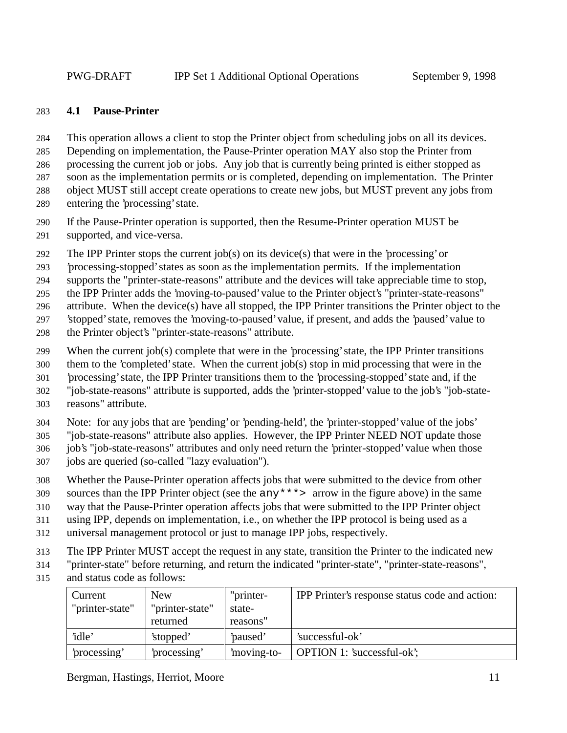### 4.1 Pause-Printer

This operation allows a client to stop the Printer object from scheduling jobs on all its devices. Depending on implementation, the Pause-Printer operation MAY also stop the Printer from processing the current job or jobs. Any job that is currently being printed is either stopped as soon as the implementation permits or is completed, depending on implementation. The Printer object MUST still accept create operations to create new jobs, but MUST prevent any jobs from entering the 'processing' state.

If the Pause-Printer operation is supported, then the Resume-Printer operation MUST be supported, and vice-versa.

The IPP Printer stops the current job(s) on its device(s) that were in the 'processing' or 'processing-stopped' states as soon as the implementation permits. If the implementation supports the "printer-state-reasons" attribute and the devices will take appreciable time to stop, the IPP Printer adds the 'moving-to-paused' value to the Printer object's "printer-state-reasons" attribute. When the device(s) have all stopped, the IPP Printer transitions the Printer object to the 'stopped' state, removes the 'moving-to-paused' value, if present, and adds the 'paused' value to the Printer object's "printer-state-reasons" attribute.

When the current job(s) complete that were in the 'processing' state, the IPP Printer transitions them to the 'completed' state. When the current job(s) stop in mid processing that were in the 'processing' state, the IPP Printer transitions them to the 'processing-stopped' state and, if the "job-state-reasons" attribute is supported, adds the 'printer-stopped' value to the job's "job-state-reasons" attribute.

Note: for any jobs that are 'pending' or 'pending-held', the 'printer-stopped' value of the jobs' "job-state-reasons" attribute also applies. However, the IPP Printer NEED NOT update those job's "job-state-reasons" attributes and only need return the 'printer-stopped' value when those jobs are queried (so-called "lazy evaluation").

Whether the Pause-Printer operation affects jobs that were submitted to the device from other sources than the IPP Printer object (see the `any***>` arrow in the figure above) in the same way that the Pause-Printer operation affects jobs that were submitted to the IPP Printer object using IPP, depends on implementation, i.e., on whether the IPP protocol is being used as a universal management protocol or just to manage IPP jobs, respectively.

The IPP Printer MUST accept the request in any state, transition the Printer to the indicated new "printer-state" before returning, and return the indicated "printer-state", "printer-state-reasons", and status code as follows:

| Current "printer-state" | New "printer-state" returned | "printer-state-reasons" | IPP Printer's response status code and action: |
|---|---|---|---|
| 'idle' | 'stopped' | 'paused' | 'successful-ok' |
| 'processing' | 'processing' | 'moving-to- | OPTION 1: 'successful-ok'; |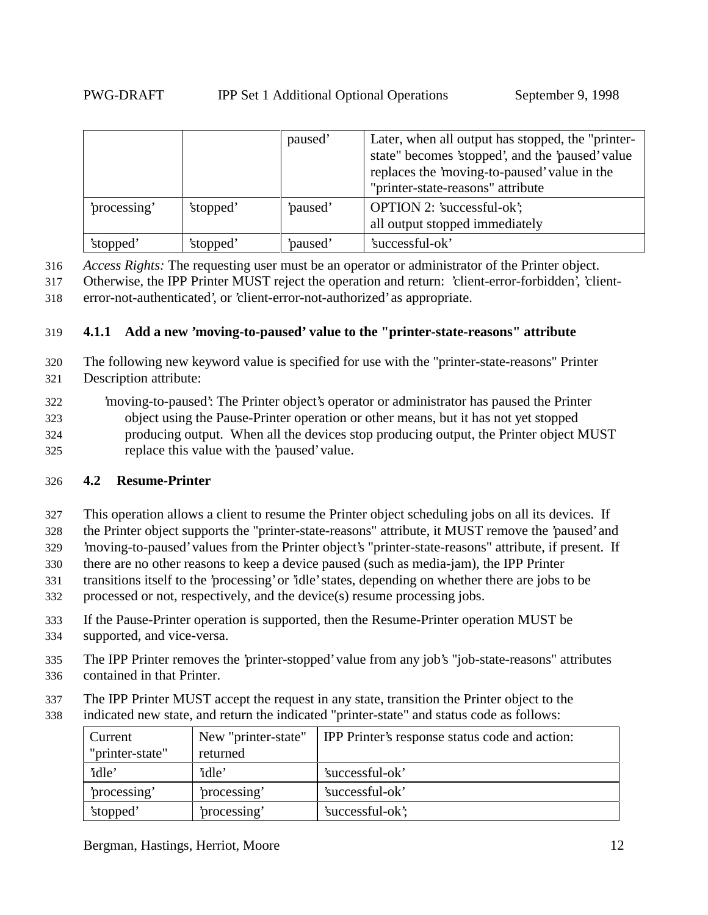| | | paused' | Later, when all output has stopped, the "printer-state" becomes 'stopped', and the 'paused' value replaces the 'moving-to-paused' value in the "printer-state-reasons" attribute |
|---|---|---|---|
| 'processing' | 'stopped' | 'paused' | OPTION 2: 'successful-ok'; all output stopped immediately |
| 'stopped' | 'stopped' | 'paused' | 'successful-ok' |

*Access Rights:* The requesting user must be an operator or administrator of the Printer object. Otherwise, the IPP Printer MUST reject the operation and return: 'client-error-forbidden', 'client-error-not-authenticated', or 'client-error-not-authorized' as appropriate.

### 4.1.1 Add a new 'moving-to-paused' value to the "printer-state-reasons" attribute

The following new keyword value is specified for use with the "printer-state-reasons" Printer Description attribute:

'moving-to-paused': The Printer object's operator or administrator has paused the Printer object using the Pause-Printer operation or other means, but it has not yet stopped producing output. When all the devices stop producing output, the Printer object MUST replace this value with the 'paused' value.

## 4.2 Resume-Printer

This operation allows a client to resume the Printer object scheduling jobs on all its devices. If the Printer object supports the "printer-state-reasons" attribute, it MUST remove the 'paused' and 'moving-to-paused' values from the Printer object's "printer-state-reasons" attribute, if present. If there are no other reasons to keep a device paused (such as media-jam), the IPP Printer transitions itself to the 'processing' or 'idle' states, depending on whether there are jobs to be processed or not, respectively, and the device(s) resume processing jobs.

If the Pause-Printer operation is supported, then the Resume-Printer operation MUST be supported, and vice-versa.

The IPP Printer removes the 'printer-stopped' value from any job's "job-state-reasons" attributes contained in that Printer.

The IPP Printer MUST accept the request in any state, transition the Printer object to the indicated new state, and return the indicated "printer-state" and status code as follows:

| Current "printer-state" | New "printer-state" returned | IPP Printer's response status code and action: |
|---|---|---|
| 'idle' | 'idle' | 'successful-ok' |
| 'processing' | 'processing' | 'successful-ok' |
| 'stopped' | 'processing' | 'successful-ok'; |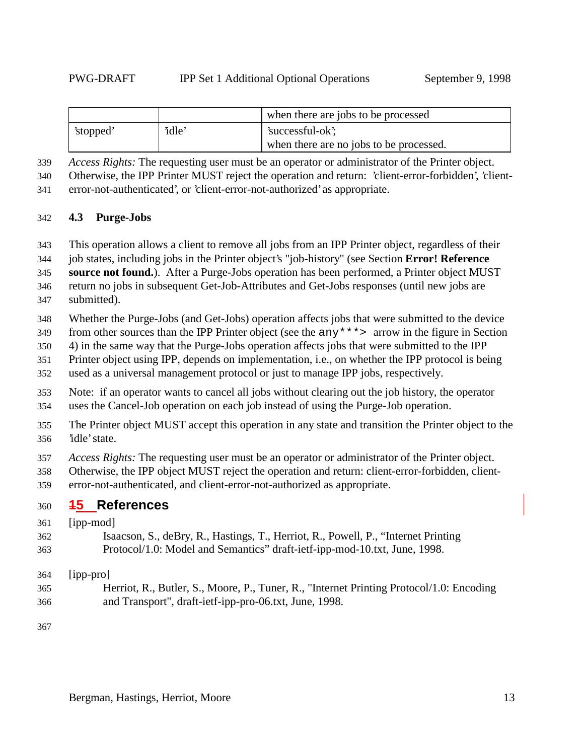| | | |
|---|---|---|
| | | when there are jobs to be processed |
| 'stopped' | 'idle' | 'successful-ok';<br>when there are no jobs to be processed. |

*Access Rights:* The requesting user must be an operator or administrator of the Printer object. Otherwise, the IPP Printer MUST reject the operation and return: 'client-error-forbidden', 'client-error-not-authenticated', or 'client-error-not-authorized' as appropriate.

### 4.3 Purge-Jobs

This operation allows a client to remove all jobs from an IPP Printer object, regardless of their job states, including jobs in the Printer object's "job-history" (see Section **Error! Reference source not found.**). After a Purge-Jobs operation has been performed, a Printer object MUST return no jobs in subsequent Get-Job-Attributes and Get-Jobs responses (until new jobs are submitted).

Whether the Purge-Jobs (and Get-Jobs) operation affects jobs that were submitted to the device from other sources than the IPP Printer object (see the `any***>` arrow in the figure in Section 4) in the same way that the Purge-Jobs operation affects jobs that were submitted to the IPP Printer object using IPP, depends on implementation, i.e., on whether the IPP protocol is being used as a universal management protocol or just to manage IPP jobs, respectively.

Note: if an operator wants to cancel all jobs without clearing out the job history, the operator uses the Cancel-Job operation on each job instead of using the Purge-Job operation.

The Printer object MUST accept this operation in any state and transition the Printer object to the 'idle' state.

*Access Rights:* The requesting user must be an operator or administrator of the Printer object. Otherwise, the IPP object MUST reject the operation and return: client-error-forbidden, client-error-not-authenticated, and client-error-not-authorized as appropriate.

## ~~1~~5 References

[ipp-mod]
Isaacson, S., deBry, R., Hastings, T., Herriot, R., Powell, P., "Internet Printing Protocol/1.0: Model and Semantics" draft-ietf-ipp-mod-10.txt, June, 1998.

[ipp-pro]
Herriot, R., Butler, S., Moore, P., Tuner, R., "Internet Printing Protocol/1.0: Encoding and Transport", draft-ietf-ipp-pro-06.txt, June, 1998.